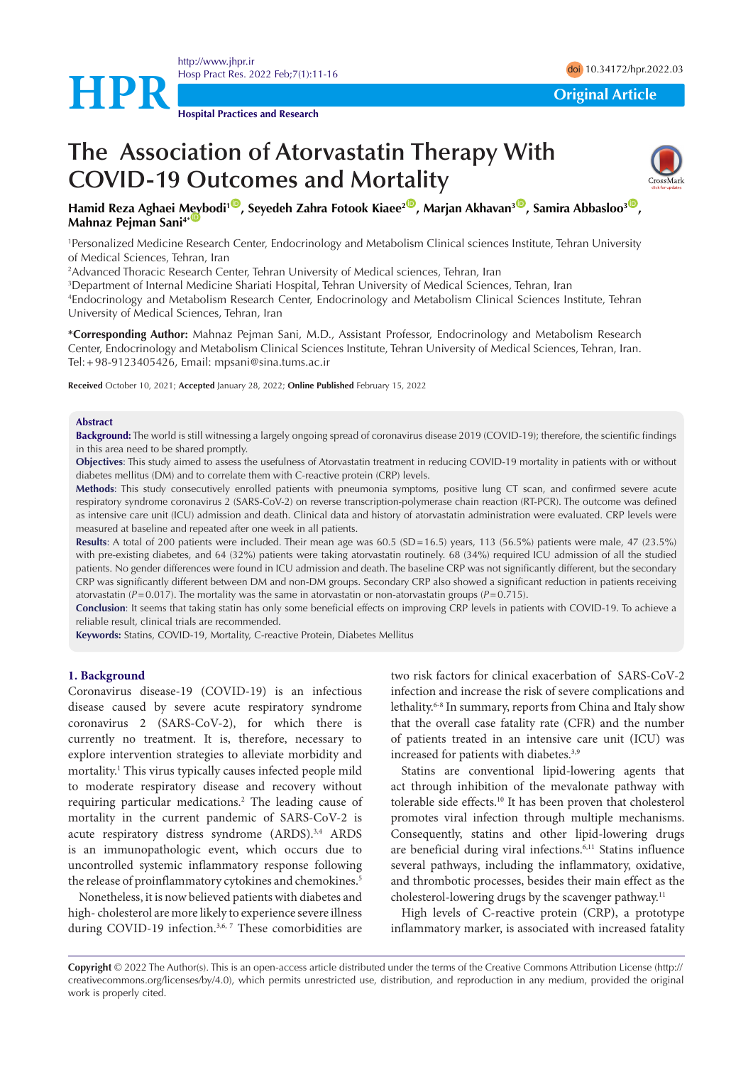Original Article

# The Association of Atorvastatin Therapy With COVID-19 Outcomes and Mortality

**Hamid Reza Aghaei Meybodi[1], Seyedeh Zahra Fotook Kiaee[2], Marjan Akhavan[3], Samira Abbasloo[3], Mahnaz Pejman Sani[4*]**

[1]Personalized Medicine Research Center, Endocrinology and Metabolism Clinical sciences Institute, Tehran University of Medical Sciences, Tehran, Iran
[2]Advanced Thoracic Research Center, Tehran University of Medical sciences, Tehran, Iran
[3]Department of Internal Medicine Shariati Hospital, Tehran University of Medical Sciences, Tehran, Iran
[4]Endocrinology and Metabolism Research Center, Endocrinology and Metabolism Clinical Sciences Institute, Tehran University of Medical Sciences, Tehran, Iran

**\*Corresponding Author:** Mahnaz Pejman Sani, M.D., Assistant Professor, Endocrinology and Metabolism Research Center, Endocrinology and Metabolism Clinical Sciences Institute, Tehran University of Medical Sciences, Tehran, Iran. Tel:+98-9123405426, Email: mpsani@sina.tums.ac.ir

**Received** October 10, 2021; **Accepted** January 28, 2022; **Online Published** February 15, 2022

## Abstract

**Background:** The world is still witnessing a largely ongoing spread of coronavirus disease 2019 (COVID-19); therefore, the scientific findings in this area need to be shared promptly.

**Objectives**: This study aimed to assess the usefulness of Atorvastatin treatment in reducing COVID-19 mortality in patients with or without diabetes mellitus (DM) and to correlate them with C-reactive protein (CRP) levels.

**Methods**: This study consecutively enrolled patients with pneumonia symptoms, positive lung CT scan, and confirmed severe acute respiratory syndrome coronavirus 2 (SARS-CoV-2) on reverse transcription-polymerase chain reaction (RT-PCR). The outcome was defined as intensive care unit (ICU) admission and death. Clinical data and history of atorvastatin administration were evaluated. CRP levels were measured at baseline and repeated after one week in all patients.

**Results**: A total of 200 patients were included. Their mean age was 60.5 (SD=16.5) years, 113 (56.5%) patients were male, 47 (23.5%) with pre-existing diabetes, and 64 (32%) patients were taking atorvastatin routinely. 68 (34%) required ICU admission of all the studied patients. No gender differences were found in ICU admission and death. The baseline CRP was not significantly different, but the secondary CRP was significantly different between DM and non-DM groups. Secondary CRP also showed a significant reduction in patients receiving atorvastatin ($P=0.017$). The mortality was the same in atorvastatin or non-atorvastatin groups ($P=0.715$).

**Conclusion**: It seems that taking statin has only some beneficial effects on improving CRP levels in patients with COVID-19. To achieve a reliable result, clinical trials are recommended.

**Keywords:** Statins, COVID-19, Mortality, C-reactive Protein, Diabetes Mellitus

## 1. Background

Coronavirus disease-19 (COVID-19) is an infectious disease caused by severe acute respiratory syndrome coronavirus 2 (SARS-CoV-2), for which there is currently no treatment. It is, therefore, necessary to explore intervention strategies to alleviate morbidity and mortality.[1] This virus typically causes infected people mild to moderate respiratory disease and recovery without requiring particular medications.[2] The leading cause of mortality in the current pandemic of SARS-CoV-2 is acute respiratory distress syndrome (ARDS).[3,4] ARDS is an immunopathologic event, which occurs due to uncontrolled systemic inflammatory response following the release of proinflammatory cytokines and chemokines.[5]

Nonetheless, it is now believed patients with diabetes and high- cholesterol are more likely to experience severe illness during COVID-19 infection.[3,6,7] These comorbidities are two risk factors for clinical exacerbation of SARS-CoV-2 infection and increase the risk of severe complications and lethality.[6-8] In summary, reports from China and Italy show that the overall case fatality rate (CFR) and the number of patients treated in an intensive care unit (ICU) was increased for patients with diabetes.[3,9]

Statins are conventional lipid-lowering agents that act through inhibition of the mevalonate pathway with tolerable side effects.[10] It has been proven that cholesterol promotes viral infection through multiple mechanisms. Consequently, statins and other lipid-lowering drugs are beneficial during viral infections.[6,11] Statins influence several pathways, including the inflammatory, oxidative, and thrombotic processes, besides their main effect as the cholesterol-lowering drugs by the scavenger pathway.[11]

High levels of C-reactive protein (CRP), a prototype inflammatory marker, is associated with increased fatality

**Copyright** © 2022 The Author(s). This is an open-access article distributed under the terms of the Creative Commons Attribution License (http://creativecommons.org/licenses/by/4.0), which permits unrestricted use, distribution, and reproduction in any medium, provided the original work is properly cited.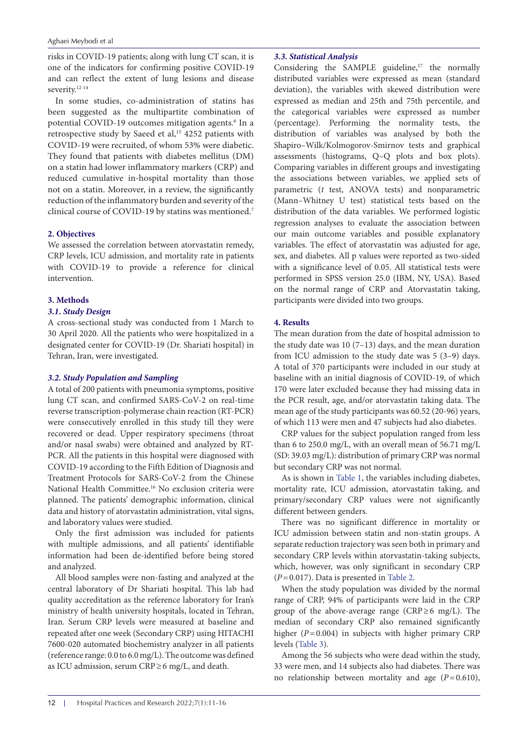risks in COVID-19 patients; along with lung CT scan, it is one of the indicators for confirming positive COVID-19 and can reflect the extent of lung lesions and disease severity.[12-14]

In some studies, co-administration of statins has been suggested as the multipartite combination of potential COVID-19 outcomes mitigation agents.[6] In a retrospective study by Saeed et al,[15] 4252 patients with COVID-19 were recruited, of whom 53% were diabetic. They found that patients with diabetes mellitus (DM) on a statin had lower inflammatory markers (CRP) and reduced cumulative in-hospital mortality than those not on a statin. Moreover, in a review, the significantly reduction of the inflammatory burden and severity of the clinical course of COVID-19 by statins was mentioned.[7]

## 2. Objectives

We assessed the correlation between atorvastatin remedy, CRP levels, ICU admission, and mortality rate in patients with COVID-19 to provide a reference for clinical intervention.

## 3. Methods

### *3.1. Study Design*

A cross-sectional study was conducted from 1 March to 30 April 2020. All the patients who were hospitalized in a designated center for COVID-19 (Dr. Shariati hospital) in Tehran, Iran, were investigated.

### *3.2. Study Population and Sampling*

A total of 200 patients with pneumonia symptoms, positive lung CT scan, and confirmed SARS-CoV-2 on real-time reverse transcription-polymerase chain reaction (RT-PCR) were consecutively enrolled in this study till they were recovered or dead. Upper respiratory specimens (throat and/or nasal swabs) were obtained and analyzed by RT-PCR. All the patients in this hospital were diagnosed with COVID-19 according to the Fifth Edition of Diagnosis and Treatment Protocols for SARS-CoV-2 from the Chinese National Health Committee.[16] No exclusion criteria were planned. The patients' demographic information, clinical data and history of atorvastatin administration, vital signs, and laboratory values were studied.

Only the first admission was included for patients with multiple admissions, and all patients' identifiable information had been de-identified before being stored and analyzed.

All blood samples were non-fasting and analyzed at the central laboratory of Dr Shariati hospital. This lab had quality accreditation as the reference laboratory for Iran's ministry of health university hospitals, located in Tehran, Iran. Serum CRP levels were measured at baseline and repeated after one week (Secondary CRP) using HITACHI 7600-020 automated biochemistry analyzer in all patients (reference range: 0.0 to 6.0 mg/L). The outcome was defined as ICU admission, serum CRP ≥ 6 mg/L, and death.

### *3.3. Statistical Analysis*

Considering the SAMPLE guideline,[17] the normally distributed variables were expressed as mean (standard deviation), the variables with skewed distribution were expressed as median and 25th and 75th percentile, and the categorical variables were expressed as number (percentage). Performing the normality tests, the distribution of variables was analysed by both the Shapiro–Wilk/Kolmogorov-Smirnov tests and graphical assessments (histograms, Q–Q plots and box plots). Comparing variables in different groups and investigating the associations between variables, we applied sets of parametric (*t* test, ANOVA tests) and nonparametric (Mann–Whitney U test) statistical tests based on the distribution of the data variables. We performed logistic regression analyses to evaluate the association between our main outcome variables and possible explanatory variables. The effect of atorvastatin was adjusted for age, sex, and diabetes. All p values were reported as two-sided with a significance level of 0.05. All statistical tests were performed in SPSS version 25.0 (IBM, NY, USA). Based on the normal range of CRP and Atorvastatin taking, participants were divided into two groups.

## 4. Results

The mean duration from the date of hospital admission to the study date was 10 (7–13) days, and the mean duration from ICU admission to the study date was 5 (3–9) days. A total of 370 participants were included in our study at baseline with an initial diagnosis of COVID-19, of which 170 were later excluded because they had missing data in the PCR result, age, and/or atorvastatin taking data. The mean age of the study participants was 60.52 (20-96) years, of which 113 were men and 47 subjects had also diabetes.

CRP values for the subject population ranged from less than 6 to 250.0 mg/L, with an overall mean of 56.71 mg/L (SD: 39.03 mg/L): distribution of primary CRP was normal but secondary CRP was not normal.

As is shown in Table 1, the variables including diabetes, mortality rate, ICU admission, atorvastatin taking, and primary/secondary CRP values were not significantly different between genders.

There was no significant difference in mortality or ICU admission between statin and non-statin groups. A separate reduction trajectory was seen both in primary and secondary CRP levels within atorvastatin-taking subjects, which, however, was only significant in secondary CRP ($P = 0.017$). Data is presented in Table 2.

When the study population was divided by the normal range of CRP, 94% of participants were laid in the CRP group of the above-average range (CRP ≥ 6 mg/L). The median of secondary CRP also remained significantly higher ($P = 0.004$) in subjects with higher primary CRP levels (Table 3).

Among the 56 subjects who were dead within the study, 33 were men, and 14 subjects also had diabetes. There was no relationship between mortality and age ($P = 0.610$),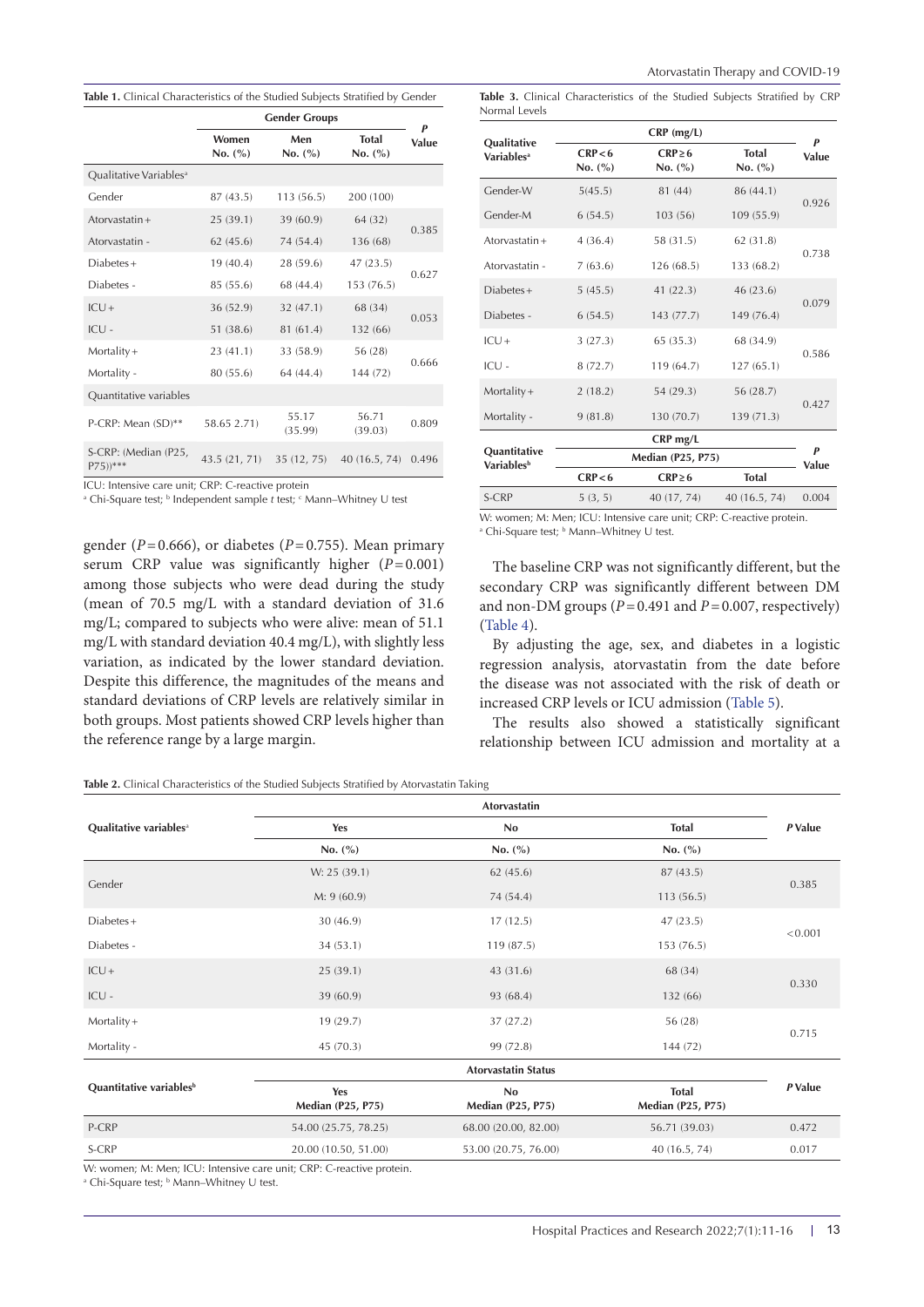**Table 1.** Clinical Characteristics of the Studied Subjects Stratified by Gender

| | Gender Groups | | | P Value |
|---|---|---|---|---|
| | Women No. (%) | Men No. (%) | Total No. (%) | |
| Qualitative Variables[a] | | | | |
| Gender | 87 (43.5) | 113 (56.5) | 200 (100) | |
| Atorvastatin+ | 25 (39.1) | 39 (60.9) | 64 (32) | 0.385 |
| Atorvastatin - | 62 (45.6) | 74 (54.4) | 136 (68) | |
| Diabetes+ | 19 (40.4) | 28 (59.6) | 47 (23.5) | 0.627 |
| Diabetes - | 85 (55.6) | 68 (44.4) | 153 (76.5) | |
| ICU+ | 36 (52.9) | 32 (47.1) | 68 (34) | 0.053 |
| ICU - | 51 (38.6) | 81 (61.4) | 132 (66) | |
| Mortality+ | 23 (41.1) | 33 (58.9) | 56 (28) | 0.666 |
| Mortality - | 80 (55.6) | 64 (44.4) | 144 (72) | |
| Quantitative variables | | | | |
| P-CRP: Mean (SD)** | 58.65 2.71) | 55.17 (35.99) | 56.71 (39.03) | 0.809 |
| S-CRP: (Median (P25, P75))*** | 43.5 (21, 71) | 35 (12, 75) | 40 (16.5, 74) | 0.496 |

ICU: Intensive care unit; CRP: C-reactive protein

[a] Chi-Square test; [b] Independent sample *t* test; [c] Mann–Whitney U test

gender ($P=0.666$), or diabetes ($P=0.755$). Mean primary serum CRP value was significantly higher ($P=0.001$) among those subjects who were dead during the study (mean of 70.5 mg/L with a standard deviation of 31.6 mg/L; compared to subjects who were alive: mean of 51.1 mg/L with standard deviation 40.4 mg/L), with slightly less variation, as indicated by the lower standard deviation. Despite this difference, the magnitudes of the means and standard deviations of CRP levels are relatively similar in both groups. Most patients showed CRP levels higher than the reference range by a large margin.

**Table 3.** Clinical Characteristics of the Studied Subjects Stratified by CRP Normal Levels

| Qualitative Variables[a] | CRP (mg/L) | | | P Value |
|---|---|---|---|---|
| | CRP<6 No. (%) | CRP≥6 No. (%) | Total No. (%) | |
| Gender-W | 5(45.5) | 81 (44) | 86 (44.1) | 0.926 |
| Gender-M | 6 (54.5) | 103 (56) | 109 (55.9) | |
| Atorvastatin+ | 4 (36.4) | 58 (31.5) | 62 (31.8) | 0.738 |
| Atorvastatin - | 7 (63.6) | 126 (68.5) | 133 (68.2) | |
| Diabetes+ | 5 (45.5) | 41 (22.3) | 46 (23.6) | 0.079 |
| Diabetes - | 6 (54.5) | 143 (77.7) | 149 (76.4) | |
| ICU+ | 3 (27.3) | 65 (35.3) | 68 (34.9) | 0.586 |
| ICU - | 8 (72.7) | 119 (64.7) | 127 (65.1) | |
| Mortality+ | 2 (18.2) | 54 (29.3) | 56 (28.7) | 0.427 |
| Mortality - | 9 (81.8) | 130 (70.7) | 139 (71.3) | |
| Quantitative Variables[b] | CRP mg/L Median (P25, P75) | | | P Value |
| | CRP<6 | CRP≥6 | Total | |
| S-CRP | 5 (3, 5) | 40 (17, 74) | 40 (16.5, 74) | 0.004 |

W: women; M: Men; ICU: Intensive care unit; CRP: C-reactive protein.

[a] Chi-Square test; [b] Mann–Whitney U test.

The baseline CRP was not significantly different, but the secondary CRP was significantly different between DM and non-DM groups ($P=0.491$ and $P=0.007$, respectively) (Table 4).

By adjusting the age, sex, and diabetes in a logistic regression analysis, atorvastatin from the date before the disease was not associated with the risk of death or increased CRP levels or ICU admission (Table 5).

The results also showed a statistically significant relationship between ICU admission and mortality at a

**Table 2.** Clinical Characteristics of the Studied Subjects Stratified by Atorvastatin Taking

| Qualitative variables[a] | Atorvastatin | | | P Value |
|---|---|---|---|---|
| | Yes | No | Total | |
| | No. (%) | No. (%) | No. (%) | |
| Gender | W: 25 (39.1) | 62 (45.6) | 87 (43.5) | 0.385 |
| | M: 9 (60.9) | 74 (54.4) | 113 (56.5) | |
| Diabetes+ | 30 (46.9) | 17 (12.5) | 47 (23.5) | <0.001 |
| Diabetes - | 34 (53.1) | 119 (87.5) | 153 (76.5) | |
| ICU+ | 25 (39.1) | 43 (31.6) | 68 (34) | 0.330 |
| ICU - | 39 (60.9) | 93 (68.4) | 132 (66) | |
| Mortality+ | 19 (29.7) | 37 (27.2) | 56 (28) | 0.715 |
| Mortality - | 45 (70.3) | 99 (72.8) | 144 (72) | |
| Quantitative variables[b] | Atorvastatin Status | | | P Value |
| | Yes Median (P25, P75) | No Median (P25, P75) | Total Median (P25, P75) | |
| P-CRP | 54.00 (25.75, 78.25) | 68.00 (20.00, 82.00) | 56.71 (39.03) | 0.472 |
| S-CRP | 20.00 (10.50, 51.00) | 53.00 (20.75, 76.00) | 40 (16.5, 74) | 0.017 |

W: women; M: Men; ICU: Intensive care unit; CRP: C-reactive protein.

[a] Chi-Square test; [b] Mann–Whitney U test.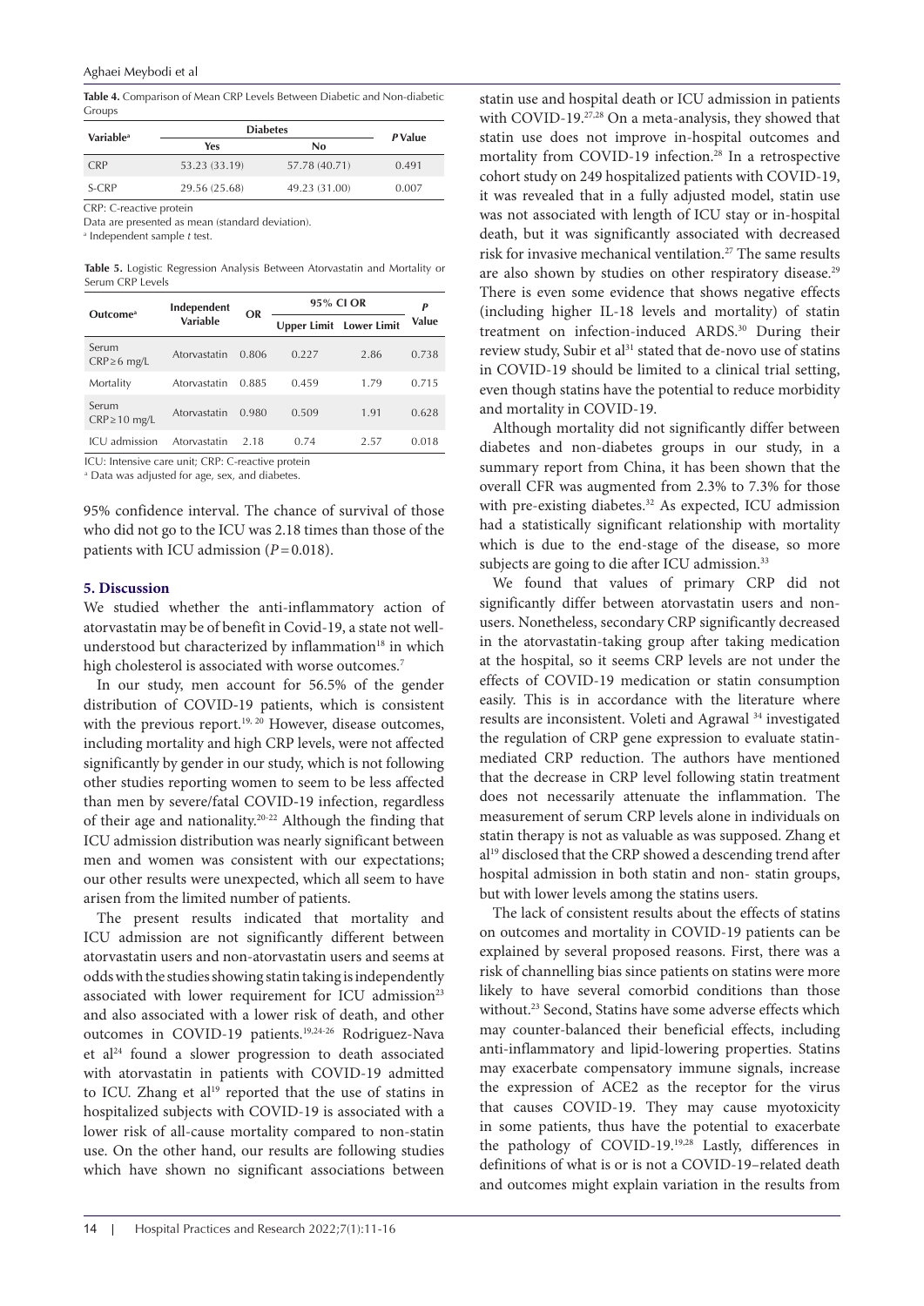**Table 4.** Comparison of Mean CRP Levels Between Diabetic and Non-diabetic Groups

| Variable[a] | Diabetes | | *P* Value |
|---|---|---|---|
| | Yes | No | |
| CRP | 53.23 (33.19) | 57.78 (40.71) | 0.491 |
| S-CRP | 29.56 (25.68) | 49.23 (31.00) | 0.007 |

CRP: C-reactive protein

Data are presented as mean (standard deviation).

[a] Independent sample *t* test.

**Table 5.** Logistic Regression Analysis Between Atorvastatin and Mortality or Serum CRP Levels

| Outcome[a] | Independent Variable | OR | 95% CI OR | | *P* Value |
|---|---|---|---|---|---|
| | | | Upper Limit | Lower Limit | |
| Serum CRP≥6 mg/L | Atorvastatin | 0.806 | 0.227 | 2.86 | 0.738 |
| Mortality | Atorvastatin | 0.885 | 0.459 | 1.79 | 0.715 |
| Serum CRP≥10 mg/L | Atorvastatin | 0.980 | 0.509 | 1.91 | 0.628 |
| ICU admission | Atorvastatin | 2.18 | 0.74 | 2.57 | 0.018 |

ICU: Intensive care unit; CRP: C-reactive protein

[a] Data was adjusted for age, sex, and diabetes.

95% confidence interval. The chance of survival of those who did not go to the ICU was 2.18 times than those of the patients with ICU admission ($P=0.018$).

## 5. Discussion

We studied whether the anti-inflammatory action of atorvastatin may be of benefit in Covid-19, a state not well-understood but characterized by inflammation[18] in which high cholesterol is associated with worse outcomes.[7]

In our study, men account for 56.5% of the gender distribution of COVID-19 patients, which is consistent with the previous report.[19, 20] However, disease outcomes, including mortality and high CRP levels, were not affected significantly by gender in our study, which is not following other studies reporting women to seem to be less affected than men by severe/fatal COVID-19 infection, regardless of their age and nationality.[20-22] Although the finding that ICU admission distribution was nearly significant between men and women was consistent with our expectations; our other results were unexpected, which all seem to have arisen from the limited number of patients.

The present results indicated that mortality and ICU admission are not significantly different between atorvastatin users and non-atorvastatin users and seems at odds with the studies showing statin taking is independently associated with lower requirement for ICU admission[23] and also associated with a lower risk of death, and other outcomes in COVID-19 patients.[19,24-26] Rodriguez-Nava et al[24] found a slower progression to death associated with atorvastatin in patients with COVID-19 admitted to ICU. Zhang et al[19] reported that the use of statins in hospitalized subjects with COVID-19 is associated with a lower risk of all-cause mortality compared to non-statin use. On the other hand, our results are following studies which have shown no significant associations between statin use and hospital death or ICU admission in patients with COVID-19.[27,28] On a meta-analysis, they showed that statin use does not improve in-hospital outcomes and mortality from COVID-19 infection.[28] In a retrospective cohort study on 249 hospitalized patients with COVID-19, it was revealed that in a fully adjusted model, statin use was not associated with length of ICU stay or in-hospital death, but it was significantly associated with decreased risk for invasive mechanical ventilation.[27] The same results are also shown by studies on other respiratory disease.[29] There is even some evidence that shows negative effects (including higher IL-18 levels and mortality) of statin treatment on infection-induced ARDS.[30] During their review study, Subir et al[31] stated that de-novo use of statins in COVID-19 should be limited to a clinical trial setting, even though statins have the potential to reduce morbidity and mortality in COVID-19.

Although mortality did not significantly differ between diabetes and non-diabetes groups in our study, in a summary report from China, it has been shown that the overall CFR was augmented from 2.3% to 7.3% for those with pre-existing diabetes.[32] As expected, ICU admission had a statistically significant relationship with mortality which is due to the end-stage of the disease, so more subjects are going to die after ICU admission.[33]

We found that values of primary CRP did not significantly differ between atorvastatin users and non-users. Nonetheless, secondary CRP significantly decreased in the atorvastatin-taking group after taking medication at the hospital, so it seems CRP levels are not under the effects of COVID-19 medication or statin consumption easily. This is in accordance with the literature where results are inconsistent. Voleti and Agrawal [34] investigated the regulation of CRP gene expression to evaluate statin-mediated CRP reduction. The authors have mentioned that the decrease in CRP level following statin treatment does not necessarily attenuate the inflammation. The measurement of serum CRP levels alone in individuals on statin therapy is not as valuable as was supposed. Zhang et al[19] disclosed that the CRP showed a descending trend after hospital admission in both statin and non- statin groups, but with lower levels among the statins users.

The lack of consistent results about the effects of statins on outcomes and mortality in COVID-19 patients can be explained by several proposed reasons. First, there was a risk of channelling bias since patients on statins were more likely to have several comorbid conditions than those without.[23] Second, Statins have some adverse effects which may counter-balanced their beneficial effects, including anti-inflammatory and lipid-lowering properties. Statins may exacerbate compensatory immune signals, increase the expression of ACE2 as the receptor for the virus that causes COVID-19. They may cause myotoxicity in some patients, thus have the potential to exacerbate the pathology of COVID-19.[19,28] Lastly, differences in definitions of what is or is not a COVID-19–related death and outcomes might explain variation in the results from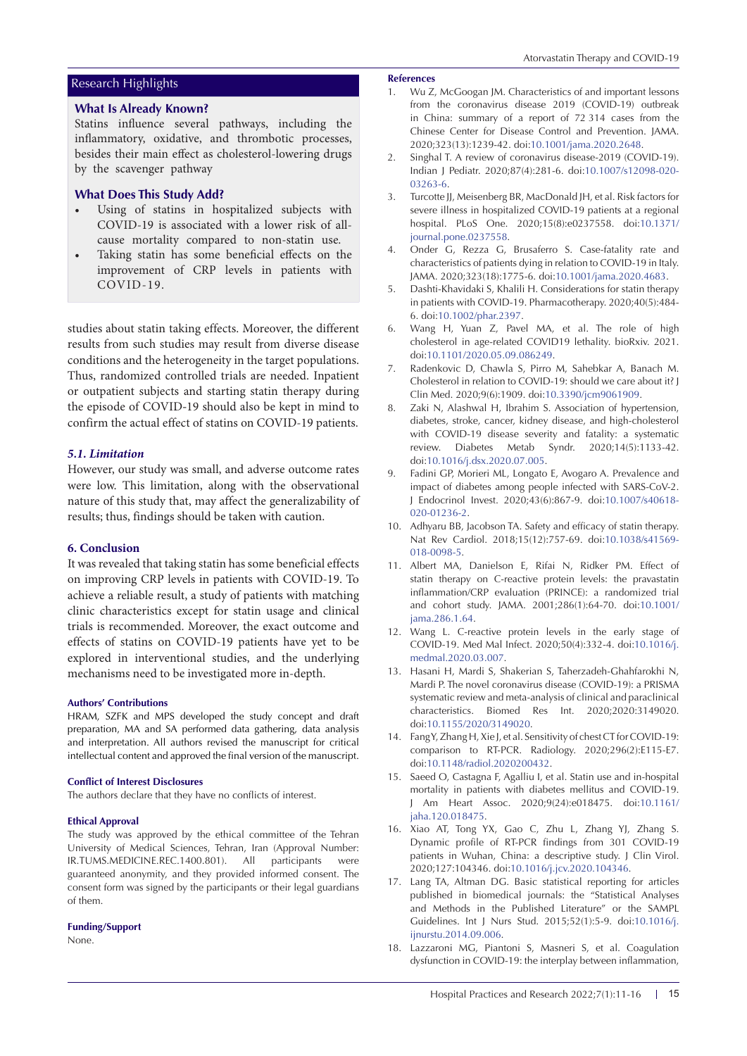## Research Highlights

### What Is Already Known?

Statins influence several pathways, including the inflammatory, oxidative, and thrombotic processes, besides their main effect as cholesterol-lowering drugs by the scavenger pathway

### What Does This Study Add?

- Using of statins in hospitalized subjects with COVID-19 is associated with a lower risk of all-cause mortality compared to non-statin use.
- Taking statin has some beneficial effects on the improvement of CRP levels in patients with COVID-19.

studies about statin taking effects. Moreover, the different results from such studies may result from diverse disease conditions and the heterogeneity in the target populations. Thus, randomized controlled trials are needed. Inpatient or outpatient subjects and starting statin therapy during the episode of COVID-19 should also be kept in mind to confirm the actual effect of statins on COVID-19 patients.

### *5.1. Limitation*

However, our study was small, and adverse outcome rates were low. This limitation, along with the observational nature of this study that, may affect the generalizability of results; thus, findings should be taken with caution.

## 6. Conclusion

It was revealed that taking statin has some beneficial effects on improving CRP levels in patients with COVID-19. To achieve a reliable result, a study of patients with matching clinic characteristics except for statin usage and clinical trials is recommended. Moreover, the exact outcome and effects of statins on COVID-19 patients have yet to be explored in interventional studies, and the underlying mechanisms need to be investigated more in-depth.

#### Authors' Contributions

HRAM, SZFK and MPS developed the study concept and draft preparation, MA and SA performed data gathering, data analysis and interpretation. All authors revised the manuscript for critical intellectual content and approved the final version of the manuscript.

#### Conflict of Interest Disclosures

The authors declare that they have no conflicts of interest.

#### Ethical Approval

The study was approved by the ethical committee of the Tehran University of Medical Sciences, Tehran, Iran (Approval Number: IR.TUMS.MEDICINE.REC.1400.801). All participants were guaranteed anonymity, and they provided informed consent. The consent form was signed by the participants or their legal guardians of them.

#### Funding/Support

None.

#### References

1. Wu Z, McGoogan JM. Characteristics of and important lessons from the coronavirus disease 2019 (COVID-19) outbreak in China: summary of a report of 72 314 cases from the Chinese Center for Disease Control and Prevention. JAMA. 2020;323(13):1239-42. doi:10.1001/jama.2020.2648.
2. Singhal T. A review of coronavirus disease-2019 (COVID-19). Indian J Pediatr. 2020;87(4):281-6. doi:10.1007/s12098-020-03263-6.
3. Turcotte JJ, Meisenberg BR, MacDonald JH, et al. Risk factors for severe illness in hospitalized COVID-19 patients at a regional hospital. PLoS One. 2020;15(8):e0237558. doi:10.1371/journal.pone.0237558.
4. Onder G, Rezza G, Brusaferro S. Case-fatality rate and characteristics of patients dying in relation to COVID-19 in Italy. JAMA. 2020;323(18):1775-6. doi:10.1001/jama.2020.4683.
5. Dashti-Khavidaki S, Khalili H. Considerations for statin therapy in patients with COVID-19. Pharmacotherapy. 2020;40(5):484-6. doi:10.1002/phar.2397.
6. Wang H, Yuan Z, Pavel MA, et al. The role of high cholesterol in age-related COVID19 lethality. bioRxiv. 2021. doi:10.1101/2020.05.09.086249.
7. Radenkovic D, Chawla S, Pirro M, Sahebkar A, Banach M. Cholesterol in relation to COVID-19: should we care about it? J Clin Med. 2020;9(6):1909. doi:10.3390/jcm9061909.
8. Zaki N, Alashwal H, Ibrahim S. Association of hypertension, diabetes, stroke, cancer, kidney disease, and high-cholesterol with COVID-19 disease severity and fatality: a systematic review. Diabetes Metab Syndr. 2020;14(5):1133-42. doi:10.1016/j.dsx.2020.07.005.
9. Fadini GP, Morieri ML, Longato E, Avogaro A. Prevalence and impact of diabetes among people infected with SARS-CoV-2. J Endocrinol Invest. 2020;43(6):867-9. doi:10.1007/s40618-020-01236-2.
10. Adhyaru BB, Jacobson TA. Safety and efficacy of statin therapy. Nat Rev Cardiol. 2018;15(12):757-69. doi:10.1038/s41569-018-0098-5.
11. Albert MA, Danielson E, Rifai N, Ridker PM. Effect of statin therapy on C-reactive protein levels: the pravastatin inflammation/CRP evaluation (PRINCE): a randomized trial and cohort study. JAMA. 2001;286(1):64-70. doi:10.1001/jama.286.1.64.
12. Wang L. C-reactive protein levels in the early stage of COVID-19. Med Mal Infect. 2020;50(4):332-4. doi:10.1016/j.medmal.2020.03.007.
13. Hasani H, Mardi S, Shakerian S, Taherzadeh-Ghahfarokhi N, Mardi P. The novel coronavirus disease (COVID-19): a PRISMA systematic review and meta-analysis of clinical and paraclinical characteristics. Biomed Res Int. 2020;2020:3149020. doi:10.1155/2020/3149020.
14. Fang Y, Zhang H, Xie J, et al. Sensitivity of chest CT for COVID-19: comparison to RT-PCR. Radiology. 2020;296(2):E115-E7. doi:10.1148/radiol.2020200432.
15. Saeed O, Castagna F, Agalliu I, et al. Statin use and in-hospital mortality in patients with diabetes mellitus and COVID-19. J Am Heart Assoc. 2020;9(24):e018475. doi:10.1161/jaha.120.018475.
16. Xiao AT, Tong YX, Gao C, Zhu L, Zhang YJ, Zhang S. Dynamic profile of RT-PCR findings from 301 COVID-19 patients in Wuhan, China: a descriptive study. J Clin Virol. 2020;127:104346. doi:10.1016/j.jcv.2020.104346.
17. Lang TA, Altman DG. Basic statistical reporting for articles published in biomedical journals: the "Statistical Analyses and Methods in the Published Literature" or the SAMPL Guidelines. Int J Nurs Stud. 2015;52(1):5-9. doi:10.1016/j.ijnurstu.2014.09.006.
18. Lazzaroni MG, Piantoni S, Masneri S, et al. Coagulation dysfunction in COVID-19: the interplay between inflammation,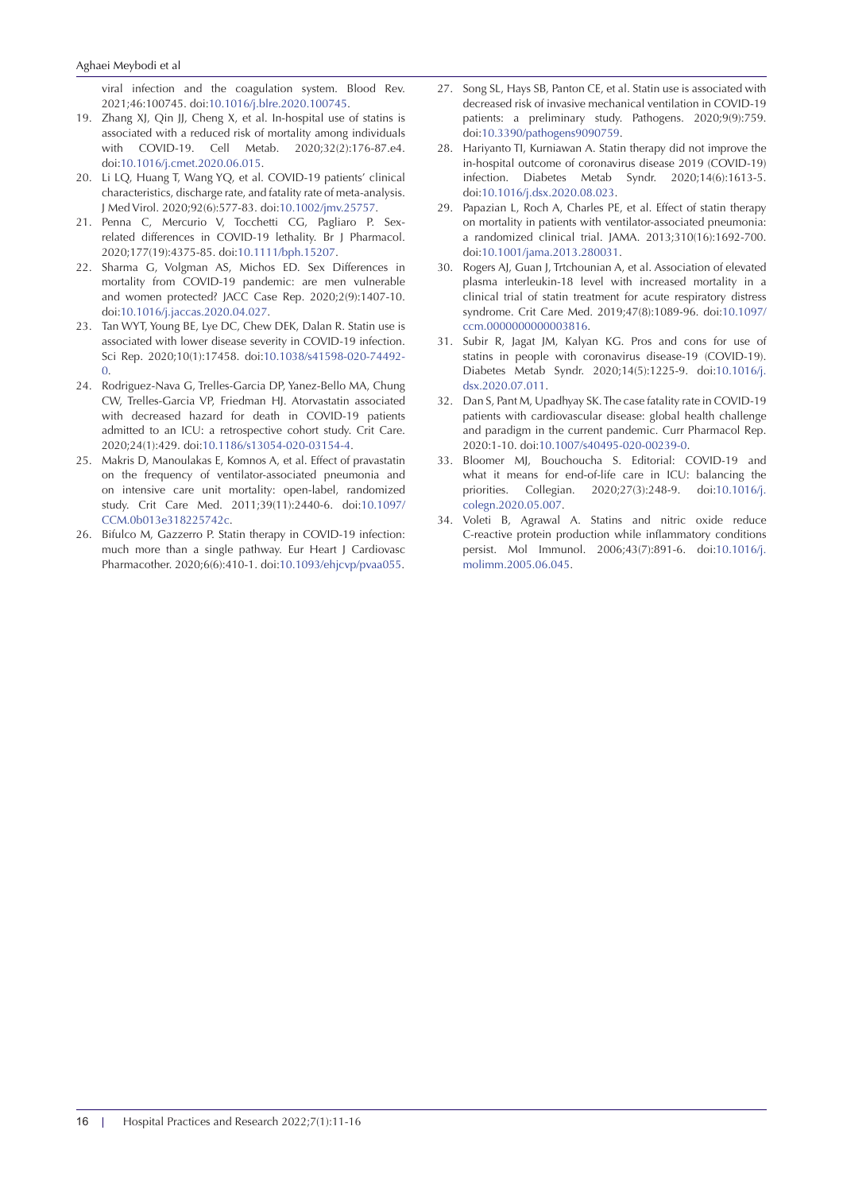viral infection and the coagulation system. Blood Rev. 2021;46:100745. doi:10.1016/j.blre.2020.100745.

19. Zhang XJ, Qin JJ, Cheng X, et al. In-hospital use of statins is associated with a reduced risk of mortality among individuals with COVID-19. Cell Metab. 2020;32(2):176-87.e4. doi:10.1016/j.cmet.2020.06.015.
20. Li LQ, Huang T, Wang YQ, et al. COVID-19 patients' clinical characteristics, discharge rate, and fatality rate of meta-analysis. J Med Virol. 2020;92(6):577-83. doi:10.1002/jmv.25757.
21. Penna C, Mercurio V, Tocchetti CG, Pagliaro P. Sex-related differences in COVID-19 lethality. Br J Pharmacol. 2020;177(19):4375-85. doi:10.1111/bph.15207.
22. Sharma G, Volgman AS, Michos ED. Sex Differences in mortality from COVID-19 pandemic: are men vulnerable and women protected? JACC Case Rep. 2020;2(9):1407-10. doi:10.1016/j.jaccas.2020.04.027.
23. Tan WYT, Young BE, Lye DC, Chew DEK, Dalan R. Statin use is associated with lower disease severity in COVID-19 infection. Sci Rep. 2020;10(1):17458. doi:10.1038/s41598-020-74492-0.
24. Rodriguez-Nava G, Trelles-Garcia DP, Yanez-Bello MA, Chung CW, Trelles-Garcia VP, Friedman HJ. Atorvastatin associated with decreased hazard for death in COVID-19 patients admitted to an ICU: a retrospective cohort study. Crit Care. 2020;24(1):429. doi:10.1186/s13054-020-03154-4.
25. Makris D, Manoulakas E, Komnos A, et al. Effect of pravastatin on the frequency of ventilator-associated pneumonia and on intensive care unit mortality: open-label, randomized study. Crit Care Med. 2011;39(11):2440-6. doi:10.1097/CCM.0b013e318225742c.
26. Bifulco M, Gazzerro P. Statin therapy in COVID-19 infection: much more than a single pathway. Eur Heart J Cardiovasc Pharmacother. 2020;6(6):410-1. doi:10.1093/ehjcvp/pvaa055.
27. Song SL, Hays SB, Panton CE, et al. Statin use is associated with decreased risk of invasive mechanical ventilation in COVID-19 patients: a preliminary study. Pathogens. 2020;9(9):759. doi:10.3390/pathogens9090759.
28. Hariyanto TI, Kurniawan A. Statin therapy did not improve the in-hospital outcome of coronavirus disease 2019 (COVID-19) infection. Diabetes Metab Syndr. 2020;14(6):1613-5. doi:10.1016/j.dsx.2020.08.023.
29. Papazian L, Roch A, Charles PE, et al. Effect of statin therapy on mortality in patients with ventilator-associated pneumonia: a randomized clinical trial. JAMA. 2013;310(16):1692-700. doi:10.1001/jama.2013.280031.
30. Rogers AJ, Guan J, Trtchounian A, et al. Association of elevated plasma interleukin-18 level with increased mortality in a clinical trial of statin treatment for acute respiratory distress syndrome. Crit Care Med. 2019;47(8):1089-96. doi:10.1097/ccm.0000000000003816.
31. Subir R, Jagat JM, Kalyan KG. Pros and cons for use of statins in people with coronavirus disease-19 (COVID-19). Diabetes Metab Syndr. 2020;14(5):1225-9. doi:10.1016/j.dsx.2020.07.011.
32. Dan S, Pant M, Upadhyay SK. The case fatality rate in COVID-19 patients with cardiovascular disease: global health challenge and paradigm in the current pandemic. Curr Pharmacol Rep. 2020:1-10. doi:10.1007/s40495-020-00239-0.
33. Bloomer MJ, Bouchoucha S. Editorial: COVID-19 and what it means for end-of-life care in ICU: balancing the priorities. Collegian. 2020;27(3):248-9. doi:10.1016/j.colegn.2020.05.007.
34. Voleti B, Agrawal A. Statins and nitric oxide reduce C-reactive protein production while inflammatory conditions persist. Mol Immunol. 2006;43(7):891-6. doi:10.1016/j.molimm.2005.06.045.